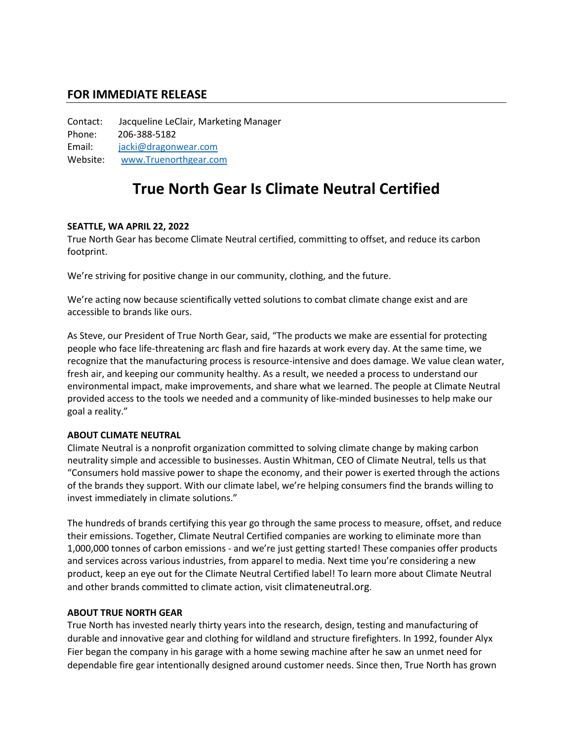## FOR IMMEDIATE RELEASE

Contact: Jacqueline LeClair, Marketing Manager
Phone: 206-388-5182
Email: jacki@dragonwear.com
Website: www.Truenorthgear.com

# True North Gear Is Climate Neutral Certified

**SEATTLE, WA APRIL 22, 2022**

True North Gear has become Climate Neutral certified, committing to offset, and reduce its carbon footprint.

We're striving for positive change in our community, clothing, and the future.

We're acting now because scientifically vetted solutions to combat climate change exist and are accessible to brands like ours.

As Steve, our President of True North Gear, said, "The products we make are essential for protecting people who face life-threatening arc flash and fire hazards at work every day. At the same time, we recognize that the manufacturing process is resource-intensive and does damage. We value clean water, fresh air, and keeping our community healthy. As a result, we needed a process to understand our environmental impact, make improvements, and share what we learned. The people at Climate Neutral provided access to the tools we needed and a community of like-minded businesses to help make our goal a reality."

**ABOUT CLIMATE NEUTRAL**

Climate Neutral is a nonprofit organization committed to solving climate change by making carbon neutrality simple and accessible to businesses. Austin Whitman, CEO of Climate Neutral, tells us that "Consumers hold massive power to shape the economy, and their power is exerted through the actions of the brands they support. With our climate label, we're helping consumers find the brands willing to invest immediately in climate solutions."

The hundreds of brands certifying this year go through the same process to measure, offset, and reduce their emissions. Together, Climate Neutral Certified companies are working to eliminate more than 1,000,000 tonnes of carbon emissions - and we're just getting started! These companies offer products and services across various industries, from apparel to media. Next time you're considering a new product, keep an eye out for the Climate Neutral Certified label! To learn more about Climate Neutral and other brands committed to climate action, visit climateneutral.org.

**ABOUT TRUE NORTH GEAR**

True North has invested nearly thirty years into the research, design, testing and manufacturing of durable and innovative gear and clothing for wildland and structure firefighters. In 1992, founder Alyx Fier began the company in his garage with a home sewing machine after he saw an unmet need for dependable fire gear intentionally designed around customer needs. Since then, True North has grown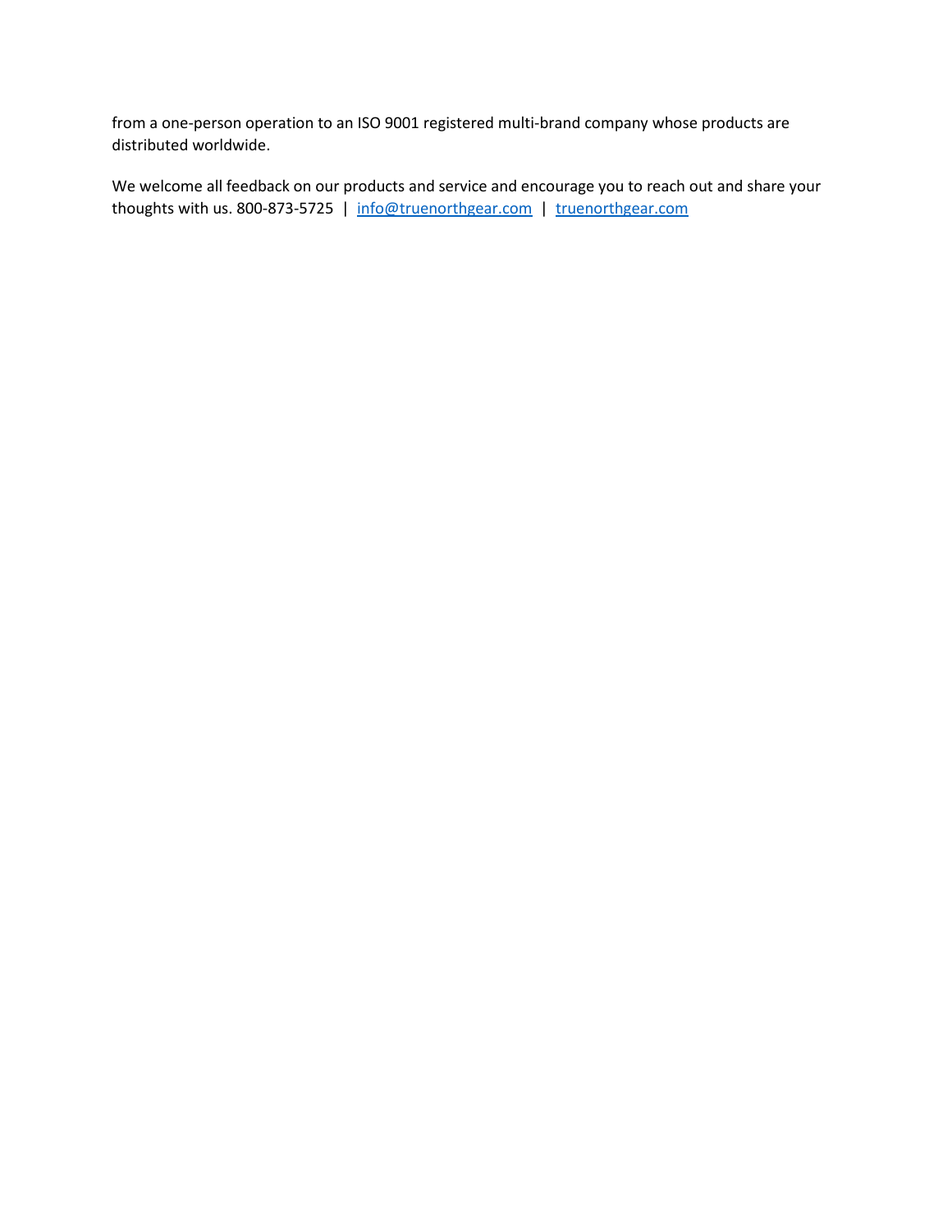from a one-person operation to an ISO 9001 registered multi-brand company whose products are distributed worldwide.

We welcome all feedback on our products and service and encourage you to reach out and share your thoughts with us. 800-873-5725 | info@truenorthgear.com | truenorthgear.com